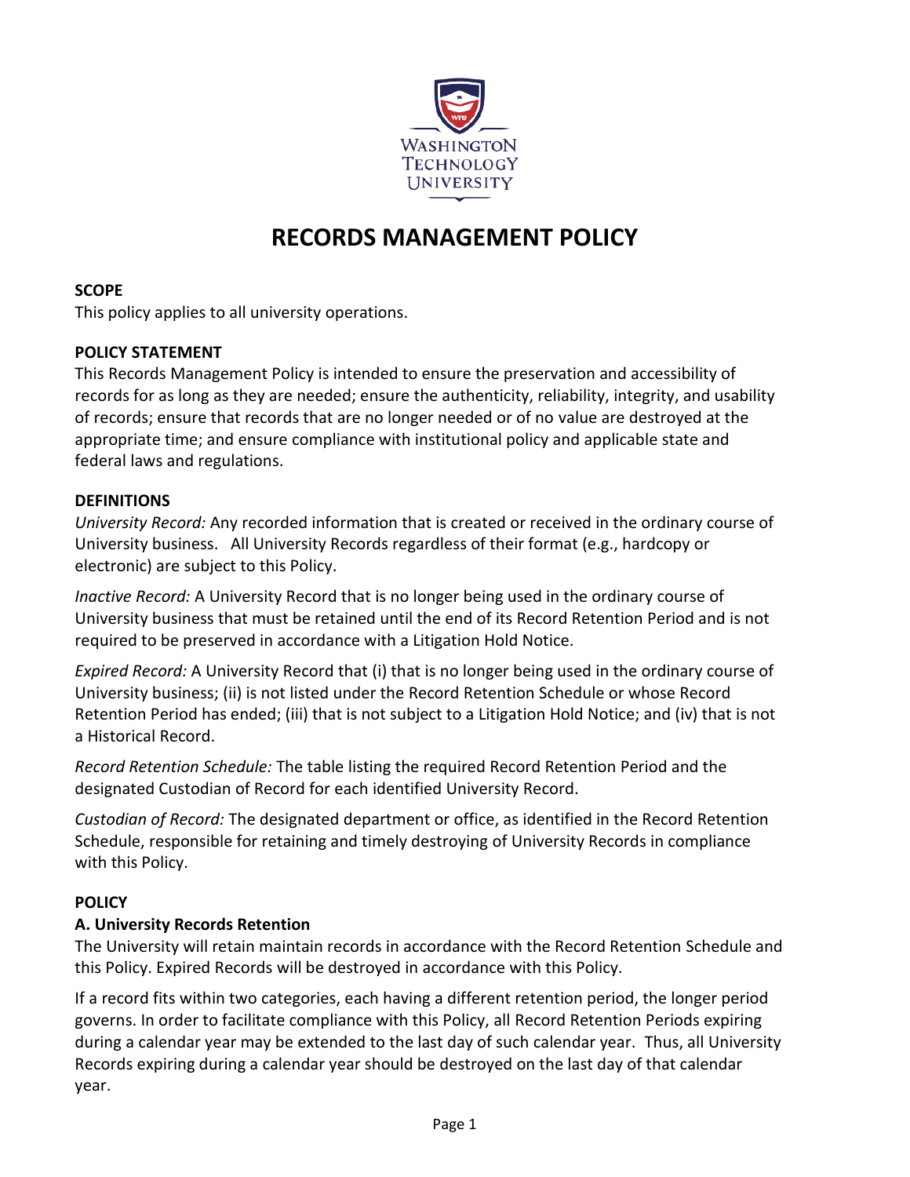WASHINGTON TECHNOLOGY UNIVERSITY

# RECORDS MANAGEMENT POLICY

**SCOPE**

This policy applies to all university operations.

**POLICY STATEMENT**

This Records Management Policy is intended to ensure the preservation and accessibility of records for as long as they are needed; ensure the authenticity, reliability, integrity, and usability of records; ensure that records that are no longer needed or of no value are destroyed at the appropriate time; and ensure compliance with institutional policy and applicable state and federal laws and regulations.

**DEFINITIONS**

*University Record:* Any recorded information that is created or received in the ordinary course of University business. All University Records regardless of their format (e.g., hardcopy or electronic) are subject to this Policy.

*Inactive Record:* A University Record that is no longer being used in the ordinary course of University business that must be retained until the end of its Record Retention Period and is not required to be preserved in accordance with a Litigation Hold Notice.

*Expired Record:* A University Record that (i) that is no longer being used in the ordinary course of University business; (ii) is not listed under the Record Retention Schedule or whose Record Retention Period has ended; (iii) that is not subject to a Litigation Hold Notice; and (iv) that is not a Historical Record.

*Record Retention Schedule:* The table listing the required Record Retention Period and the designated Custodian of Record for each identified University Record.

*Custodian of Record:* The designated department or office, as identified in the Record Retention Schedule, responsible for retaining and timely destroying of University Records in compliance with this Policy.

**POLICY**

**A. University Records Retention**

The University will retain maintain records in accordance with the Record Retention Schedule and this Policy. Expired Records will be destroyed in accordance with this Policy.

If a record fits within two categories, each having a different retention period, the longer period governs. In order to facilitate compliance with this Policy, all Record Retention Periods expiring during a calendar year may be extended to the last day of such calendar year. Thus, all University Records expiring during a calendar year should be destroyed on the last day of that calendar year.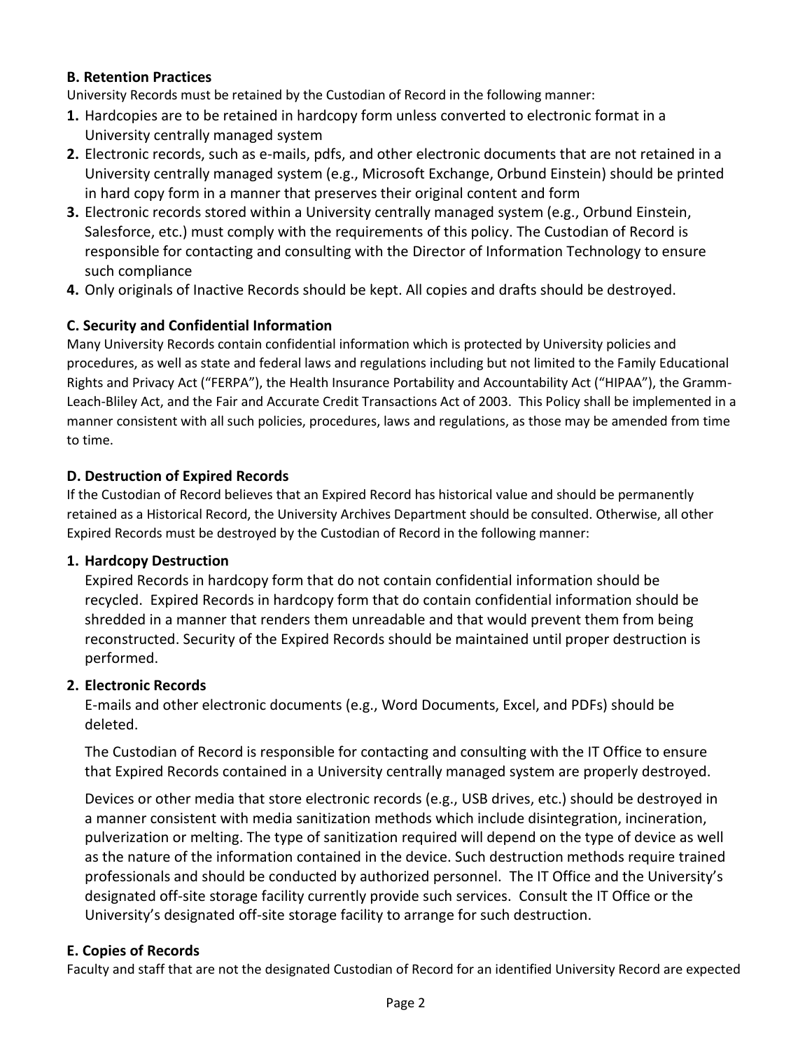### B. Retention Practices

University Records must be retained by the Custodian of Record in the following manner:

1. Hardcopies are to be retained in hardcopy form unless converted to electronic format in a University centrally managed system
2. Electronic records, such as e-mails, pdfs, and other electronic documents that are not retained in a University centrally managed system (e.g., Microsoft Exchange, Orbund Einstein) should be printed in hard copy form in a manner that preserves their original content and form
3. Electronic records stored within a University centrally managed system (e.g., Orbund Einstein, Salesforce, etc.) must comply with the requirements of this policy. The Custodian of Record is responsible for contacting and consulting with the Director of Information Technology to ensure such compliance
4. Only originals of Inactive Records should be kept. All copies and drafts should be destroyed.

### C. Security and Confidential Information

Many University Records contain confidential information which is protected by University policies and procedures, as well as state and federal laws and regulations including but not limited to the Family Educational Rights and Privacy Act ("FERPA"), the Health Insurance Portability and Accountability Act ("HIPAA"), the Gramm-Leach-Bliley Act, and the Fair and Accurate Credit Transactions Act of 2003. This Policy shall be implemented in a manner consistent with all such policies, procedures, laws and regulations, as those may be amended from time to time.

### D. Destruction of Expired Records

If the Custodian of Record believes that an Expired Record has historical value and should be permanently retained as a Historical Record, the University Archives Department should be consulted. Otherwise, all other Expired Records must be destroyed by the Custodian of Record in the following manner:

**1. Hardcopy Destruction**

Expired Records in hardcopy form that do not contain confidential information should be recycled. Expired Records in hardcopy form that do contain confidential information should be shredded in a manner that renders them unreadable and that would prevent them from being reconstructed. Security of the Expired Records should be maintained until proper destruction is performed.

**2. Electronic Records**

E-mails and other electronic documents (e.g., Word Documents, Excel, and PDFs) should be deleted.

The Custodian of Record is responsible for contacting and consulting with the IT Office to ensure that Expired Records contained in a University centrally managed system are properly destroyed.

Devices or other media that store electronic records (e.g., USB drives, etc.) should be destroyed in a manner consistent with media sanitization methods which include disintegration, incineration, pulverization or melting. The type of sanitization required will depend on the type of device as well as the nature of the information contained in the device. Such destruction methods require trained professionals and should be conducted by authorized personnel. The IT Office and the University's designated off-site storage facility currently provide such services. Consult the IT Office or the University's designated off-site storage facility to arrange for such destruction.

### E. Copies of Records

Faculty and staff that are not the designated Custodian of Record for an identified University Record are expected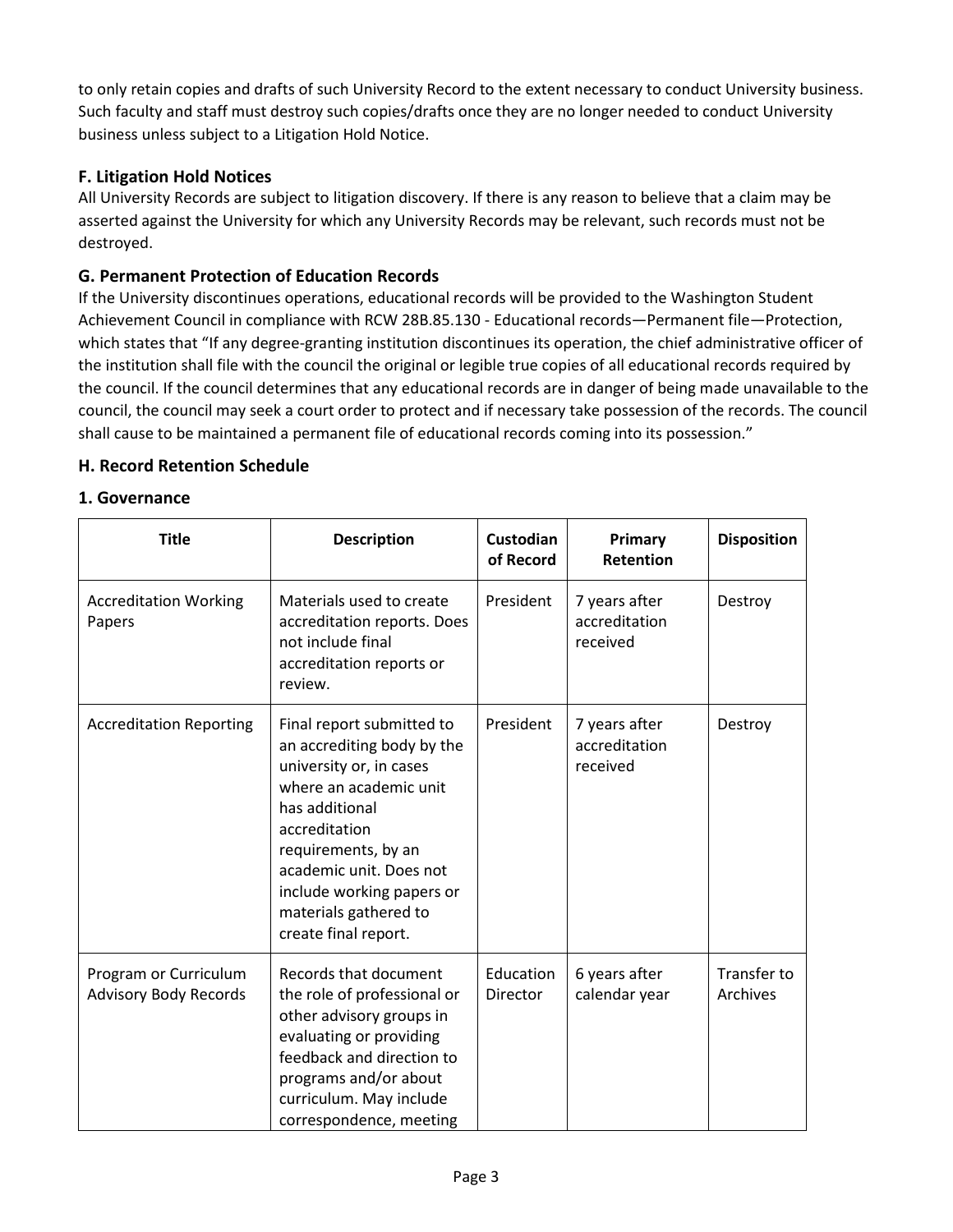to only retain copies and drafts of such University Record to the extent necessary to conduct University business. Such faculty and staff must destroy such copies/drafts once they are no longer needed to conduct University business unless subject to a Litigation Hold Notice.

### F. Litigation Hold Notices

All University Records are subject to litigation discovery. If there is any reason to believe that a claim may be asserted against the University for which any University Records may be relevant, such records must not be destroyed.

### G. Permanent Protection of Education Records

If the University discontinues operations, educational records will be provided to the Washington Student Achievement Council in compliance with RCW 28B.85.130 - Educational records—Permanent file—Protection, which states that "If any degree-granting institution discontinues its operation, the chief administrative officer of the institution shall file with the council the original or legible true copies of all educational records required by the council. If the council determines that any educational records are in danger of being made unavailable to the council, the council may seek a court order to protect and if necessary take possession of the records. The council shall cause to be maintained a permanent file of educational records coming into its possession."

### H. Record Retention Schedule

### 1. Governance

| Title | Description | Custodian of Record | Primary Retention | Disposition |
|---|---|---|---|---|
| Accreditation Working Papers | Materials used to create accreditation reports. Does not include final accreditation reports or review. | President | 7 years after accreditation received | Destroy |
| Accreditation Reporting | Final report submitted to an accrediting body by the university or, in cases where an academic unit has additional accreditation requirements, by an academic unit. Does not include working papers or materials gathered to create final report. | President | 7 years after accreditation received | Destroy |
| Program or Curriculum Advisory Body Records | Records that document the role of professional or other advisory groups in evaluating or providing feedback and direction to programs and/or about curriculum. May include correspondence, meeting | Education Director | 6 years after calendar year | Transfer to Archives |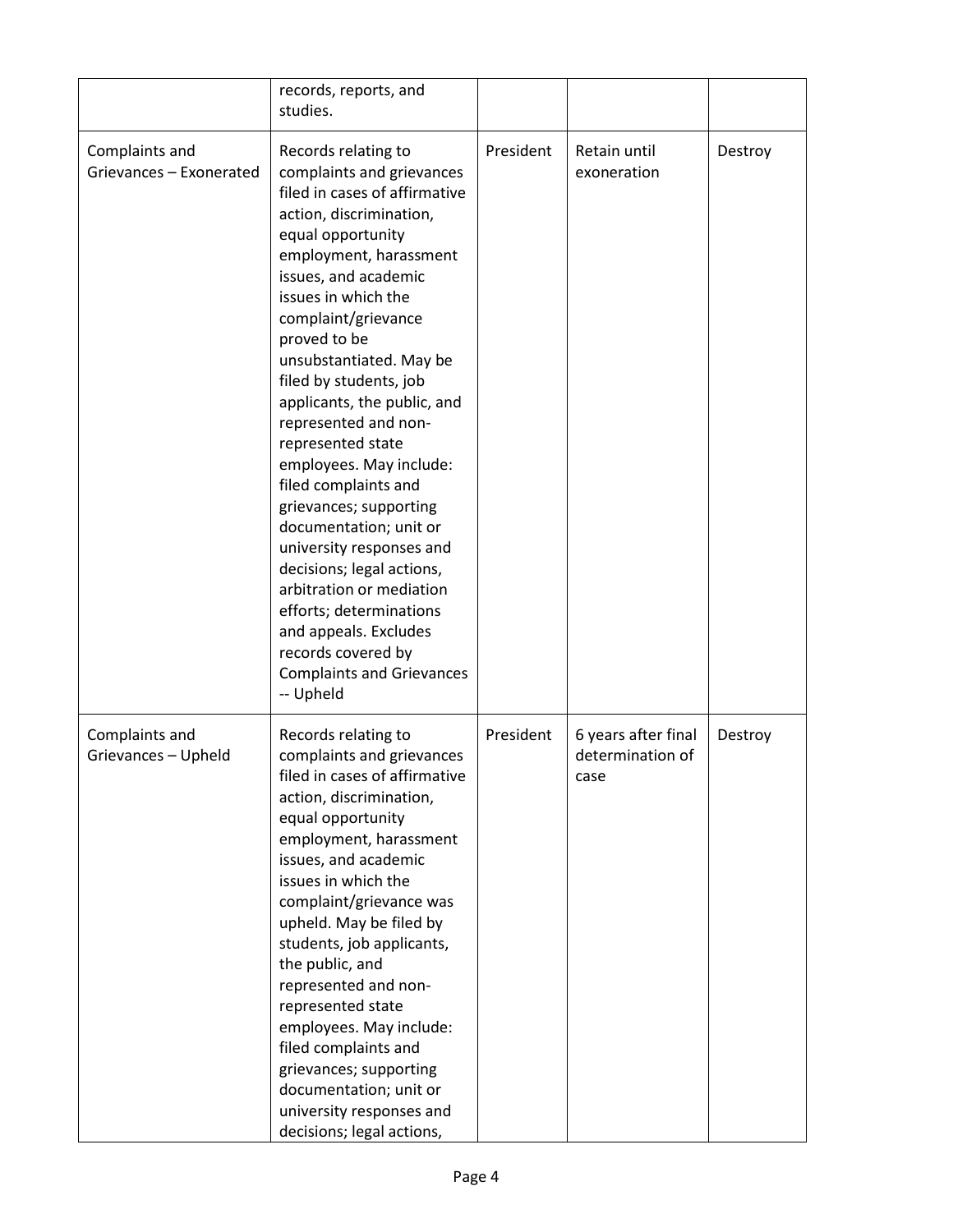| | | | | |
|---|---|---|---|---|
| | records, reports, and studies. | | | |
| Complaints and Grievances – Exonerated | Records relating to complaints and grievances filed in cases of affirmative action, discrimination, equal opportunity employment, harassment issues, and academic issues in which the complaint/grievance proved to be unsubstantiated. May be filed by students, job applicants, the public, and represented and non-represented state employees. May include: filed complaints and grievances; supporting documentation; unit or university responses and decisions; legal actions, arbitration or mediation efforts; determinations and appeals. Excludes records covered by Complaints and Grievances -- Upheld | President | Retain until exoneration | Destroy |
| Complaints and Grievances – Upheld | Records relating to complaints and grievances filed in cases of affirmative action, discrimination, equal opportunity employment, harassment issues, and academic issues in which the complaint/grievance was upheld. May be filed by students, job applicants, the public, and represented and non-represented state employees. May include: filed complaints and grievances; supporting documentation; unit or university responses and decisions; legal actions, | President | 6 years after final determination of case | Destroy |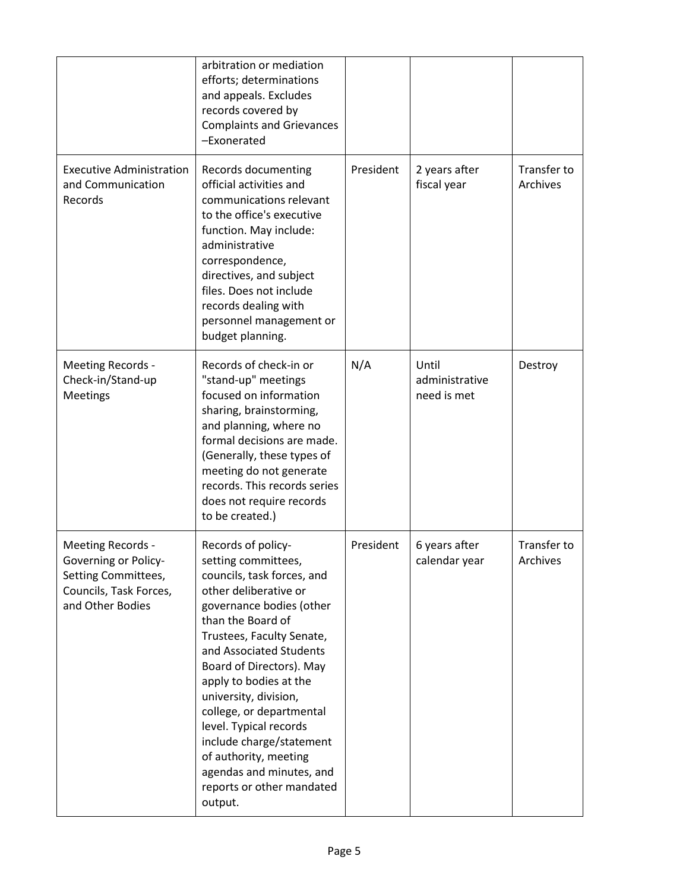| | | | | |
|---|---|---|---|---|
| | arbitration or mediation efforts; determinations and appeals. Excludes records covered by Complaints and Grievances –Exonerated | | | |
| Executive Administration and Communication Records | Records documenting official activities and communications relevant to the office's executive function. May include: administrative correspondence, directives, and subject files. Does not include records dealing with personnel management or budget planning. | President | 2 years after fiscal year | Transfer to Archives |
| Meeting Records - Check-in/Stand-up Meetings | Records of check-in or "stand-up" meetings focused on information sharing, brainstorming, and planning, where no formal decisions are made. (Generally, these types of meeting do not generate records. This records series does not require records to be created.) | N/A | Until administrative need is met | Destroy |
| Meeting Records - Governing or Policy-Setting Committees, Councils, Task Forces, and Other Bodies | Records of policy-setting committees, councils, task forces, and other deliberative or governance bodies (other than the Board of Trustees, Faculty Senate, and Associated Students Board of Directors). May apply to bodies at the university, division, college, or departmental level. Typical records include charge/statement of authority, meeting agendas and minutes, and reports or other mandated output. | President | 6 years after calendar year | Transfer to Archives |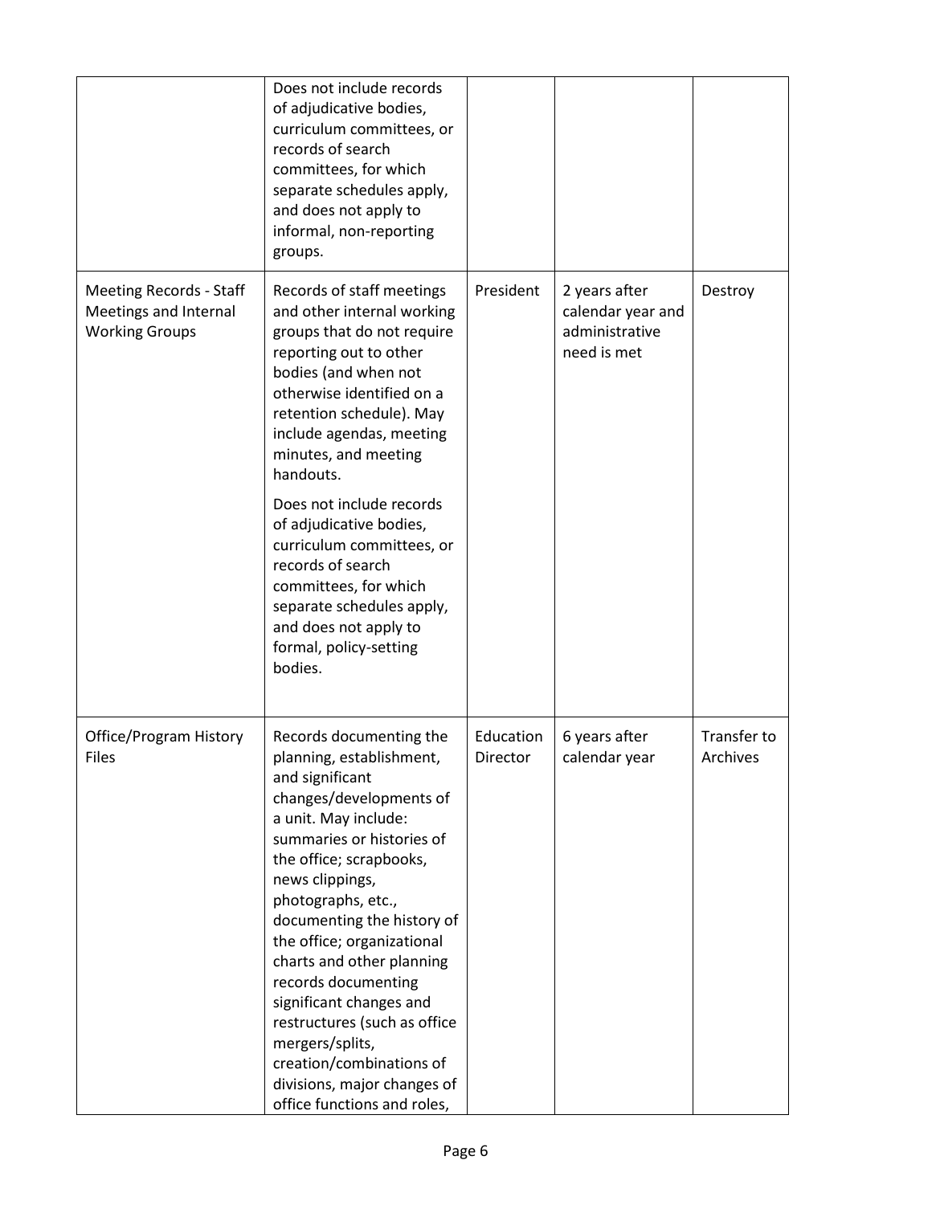| | | | | |
|---|---|---|---|---|
| | Does not include records of adjudicative bodies, curriculum committees, or records of search committees, for which separate schedules apply, and does not apply to informal, non-reporting groups. | | | |
| Meeting Records - Staff Meetings and Internal Working Groups | Records of staff meetings and other internal working groups that do not require reporting out to other bodies (and when not otherwise identified on a retention schedule). May include agendas, meeting minutes, and meeting handouts.<br><br>Does not include records of adjudicative bodies, curriculum committees, or records of search committees, for which separate schedules apply, and does not apply to formal, policy-setting bodies. | President | 2 years after calendar year and administrative need is met | Destroy |
| Office/Program History Files | Records documenting the planning, establishment, and significant changes/developments of a unit. May include: summaries or histories of the office; scrapbooks, news clippings, photographs, etc., documenting the history of the office; organizational charts and other planning records documenting significant changes and restructures (such as office mergers/splits, creation/combinations of divisions, major changes of office functions and roles, | Education Director | 6 years after calendar year | Transfer to Archives |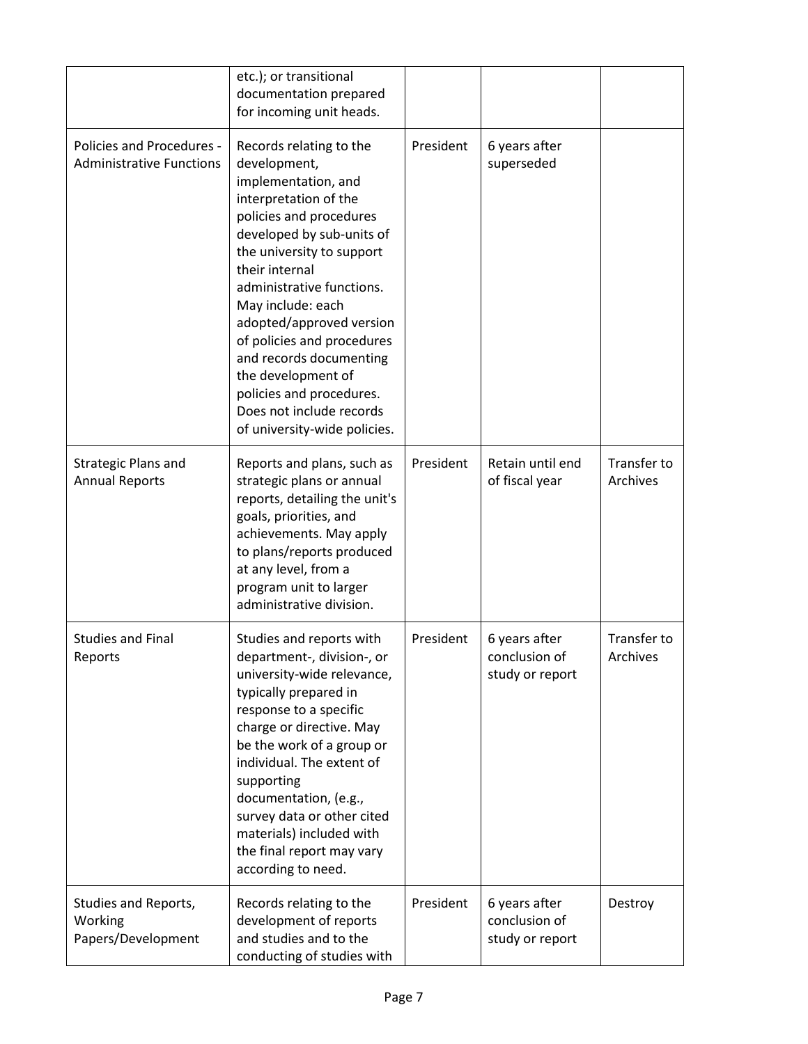| | | | | |
|---|---|---|---|---|
| | etc.); or transitional documentation prepared for incoming unit heads. | | | |
| Policies and Procedures - Administrative Functions | Records relating to the development, implementation, and interpretation of the policies and procedures developed by sub-units of the university to support their internal administrative functions. May include: each adopted/approved version of policies and procedures and records documenting the development of policies and procedures. Does not include records of university-wide policies. | President | 6 years after superseded | |
| Strategic Plans and Annual Reports | Reports and plans, such as strategic plans or annual reports, detailing the unit's goals, priorities, and achievements. May apply to plans/reports produced at any level, from a program unit to larger administrative division. | President | Retain until end of fiscal year | Transfer to Archives |
| Studies and Final Reports | Studies and reports with department-, division-, or university-wide relevance, typically prepared in response to a specific charge or directive. May be the work of a group or individual. The extent of supporting documentation, (e.g., survey data or other cited materials) included with the final report may vary according to need. | President | 6 years after conclusion of study or report | Transfer to Archives |
| Studies and Reports, Working Papers/Development | Records relating to the development of reports and studies and to the conducting of studies with | President | 6 years after conclusion of study or report | Destroy |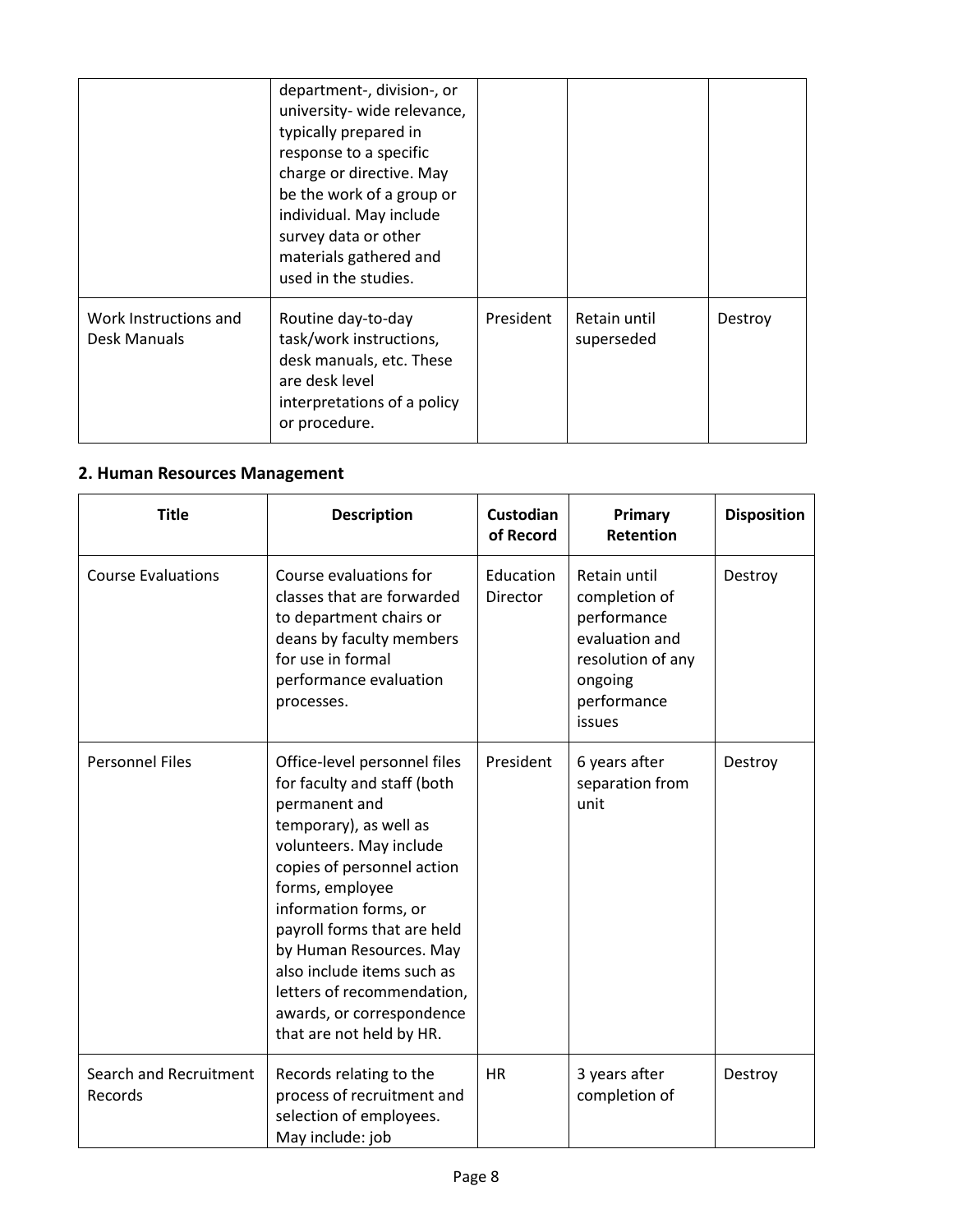| | | | | |
|---|---|---|---|---|
| | department-, division-, or university- wide relevance, typically prepared in response to a specific charge or directive. May be the work of a group or individual. May include survey data or other materials gathered and used in the studies. | | | |
| Work Instructions and Desk Manuals | Routine day-to-day task/work instructions, desk manuals, etc. These are desk level interpretations of a policy or procedure. | President | Retain until superseded | Destroy |

## 2. Human Resources Management

| Title | Description | Custodian of Record | Primary Retention | Disposition |
|---|---|---|---|---|
| Course Evaluations | Course evaluations for classes that are forwarded to department chairs or deans by faculty members for use in formal performance evaluation processes. | Education Director | Retain until completion of performance evaluation and resolution of any ongoing performance issues | Destroy |
| Personnel Files | Office-level personnel files for faculty and staff (both permanent and temporary), as well as volunteers. May include copies of personnel action forms, employee information forms, or payroll forms that are held by Human Resources. May also include items such as letters of recommendation, awards, or correspondence that are not held by HR. | President | 6 years after separation from unit | Destroy |
| Search and Recruitment Records | Records relating to the process of recruitment and selection of employees. May include: job | HR | 3 years after completion of | Destroy |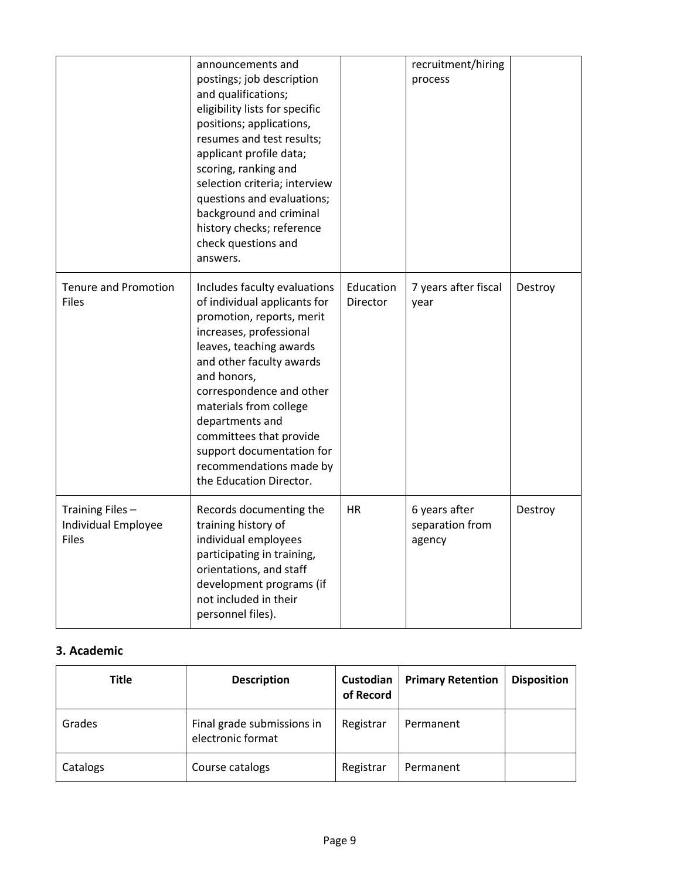| | announcements and postings; job description and qualifications; eligibility lists for specific positions; applications, resumes and test results; applicant profile data; scoring, ranking and selection criteria; interview questions and evaluations; background and criminal history checks; reference check questions and answers. | | recruitment/hiring process | |
|---|---|---|---|---|
| Tenure and Promotion Files | Includes faculty evaluations of individual applicants for promotion, reports, merit increases, professional leaves, teaching awards and other faculty awards and honors, correspondence and other materials from college departments and committees that provide support documentation for recommendations made by the Education Director. | Education Director | 7 years after fiscal year | Destroy |
| Training Files – Individual Employee Files | Records documenting the training history of individual employees participating in training, orientations, and staff development programs (if not included in their personnel files). | HR | 6 years after separation from agency | Destroy |

### 3. Academic

| Title | Description | Custodian of Record | Primary Retention | Disposition |
|---|---|---|---|---|
| Grades | Final grade submissions in electronic format | Registrar | Permanent | |
| Catalogs | Course catalogs | Registrar | Permanent | |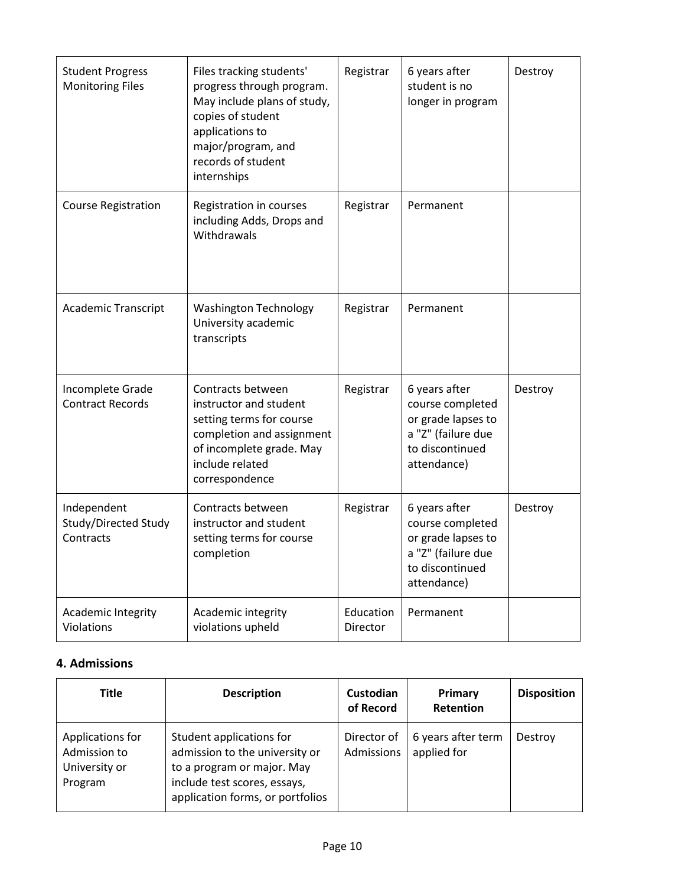| | | | | |
|---|---|---|---|---|
| Student Progress Monitoring Files | Files tracking students' progress through program. May include plans of study, copies of student applications to major/program, and records of student internships | Registrar | 6 years after student is no longer in program | Destroy |
| Course Registration | Registration in courses including Adds, Drops and Withdrawals | Registrar | Permanent | |
| Academic Transcript | Washington Technology University academic transcripts | Registrar | Permanent | |
| Incomplete Grade Contract Records | Contracts between instructor and student setting terms for course completion and assignment of incomplete grade. May include related correspondence | Registrar | 6 years after course completed or grade lapses to a "Z" (failure due to discontinued attendance) | Destroy |
| Independent Study/Directed Study Contracts | Contracts between instructor and student setting terms for course completion | Registrar | 6 years after course completed or grade lapses to a "Z" (failure due to discontinued attendance) | Destroy |
| Academic Integrity Violations | Academic integrity violations upheld | Education Director | Permanent | |

### 4. Admissions

| Title | Description | Custodian of Record | Primary Retention | Disposition |
|---|---|---|---|---|
| Applications for Admission to University or Program | Student applications for admission to the university or to a program or major. May include test scores, essays, application forms, or portfolios | Director of Admissions | 6 years after term applied for | Destroy |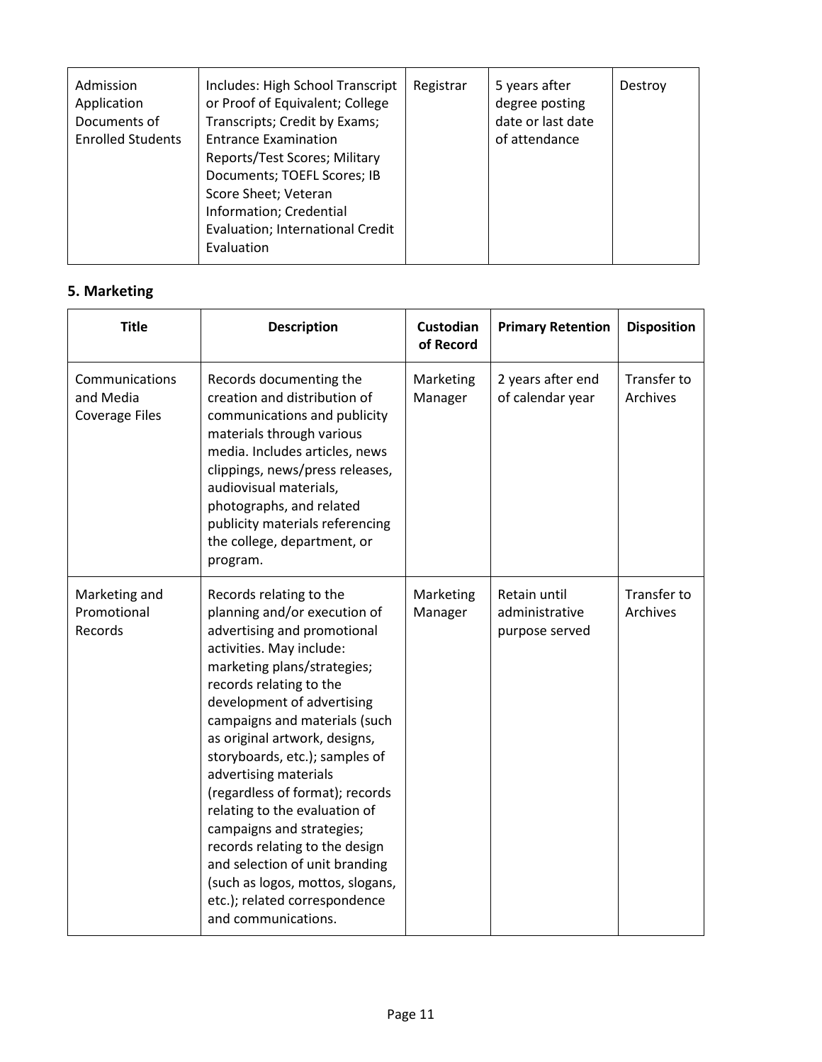| Admission Application Documents of Enrolled Students | Includes: High School Transcript or Proof of Equivalent; College Transcripts; Credit by Exams; Entrance Examination Reports/Test Scores; Military Documents; TOEFL Scores; IB Score Sheet; Veteran Information; Credential Evaluation; International Credit Evaluation | Registrar | 5 years after degree posting date or last date of attendance | Destroy |
|---|---|---|---|---|

## 5. Marketing

| Title | Description | Custodian of Record | Primary Retention | Disposition |
|---|---|---|---|---|
| Communications and Media Coverage Files | Records documenting the creation and distribution of communications and publicity materials through various media. Includes articles, news clippings, news/press releases, audiovisual materials, photographs, and related publicity materials referencing the college, department, or program. | Marketing Manager | 2 years after end of calendar year | Transfer to Archives |
| Marketing and Promotional Records | Records relating to the planning and/or execution of advertising and promotional activities. May include: marketing plans/strategies; records relating to the development of advertising campaigns and materials (such as original artwork, designs, storyboards, etc.); samples of advertising materials (regardless of format); records relating to the evaluation of campaigns and strategies; records relating to the design and selection of unit branding (such as logos, mottos, slogans, etc.); related correspondence and communications. | Marketing Manager | Retain until administrative purpose served | Transfer to Archives |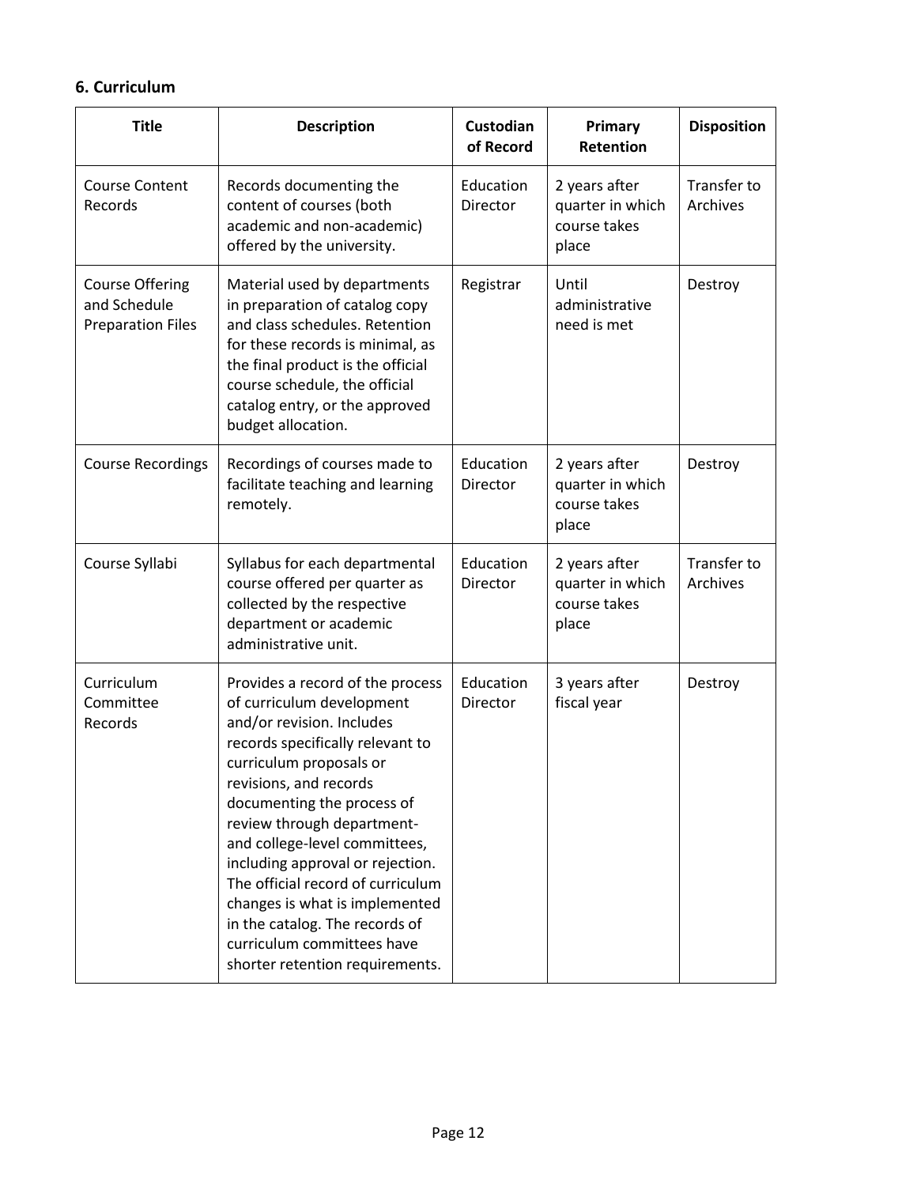### 6. Curriculum

| Title | Description | Custodian of Record | Primary Retention | Disposition |
|---|---|---|---|---|
| Course Content Records | Records documenting the content of courses (both academic and non-academic) offered by the university. | Education Director | 2 years after quarter in which course takes place | Transfer to Archives |
| Course Offering and Schedule Preparation Files | Material used by departments in preparation of catalog copy and class schedules. Retention for these records is minimal, as the final product is the official course schedule, the official catalog entry, or the approved budget allocation. | Registrar | Until administrative need is met | Destroy |
| Course Recordings | Recordings of courses made to facilitate teaching and learning remotely. | Education Director | 2 years after quarter in which course takes place | Destroy |
| Course Syllabi | Syllabus for each departmental course offered per quarter as collected by the respective department or academic administrative unit. | Education Director | 2 years after quarter in which course takes place | Transfer to Archives |
| Curriculum Committee Records | Provides a record of the process of curriculum development and/or revision. Includes records specifically relevant to curriculum proposals or revisions, and records documenting the process of review through department- and college-level committees, including approval or rejection. The official record of curriculum changes is what is implemented in the catalog. The records of curriculum committees have shorter retention requirements. | Education Director | 3 years after fiscal year | Destroy |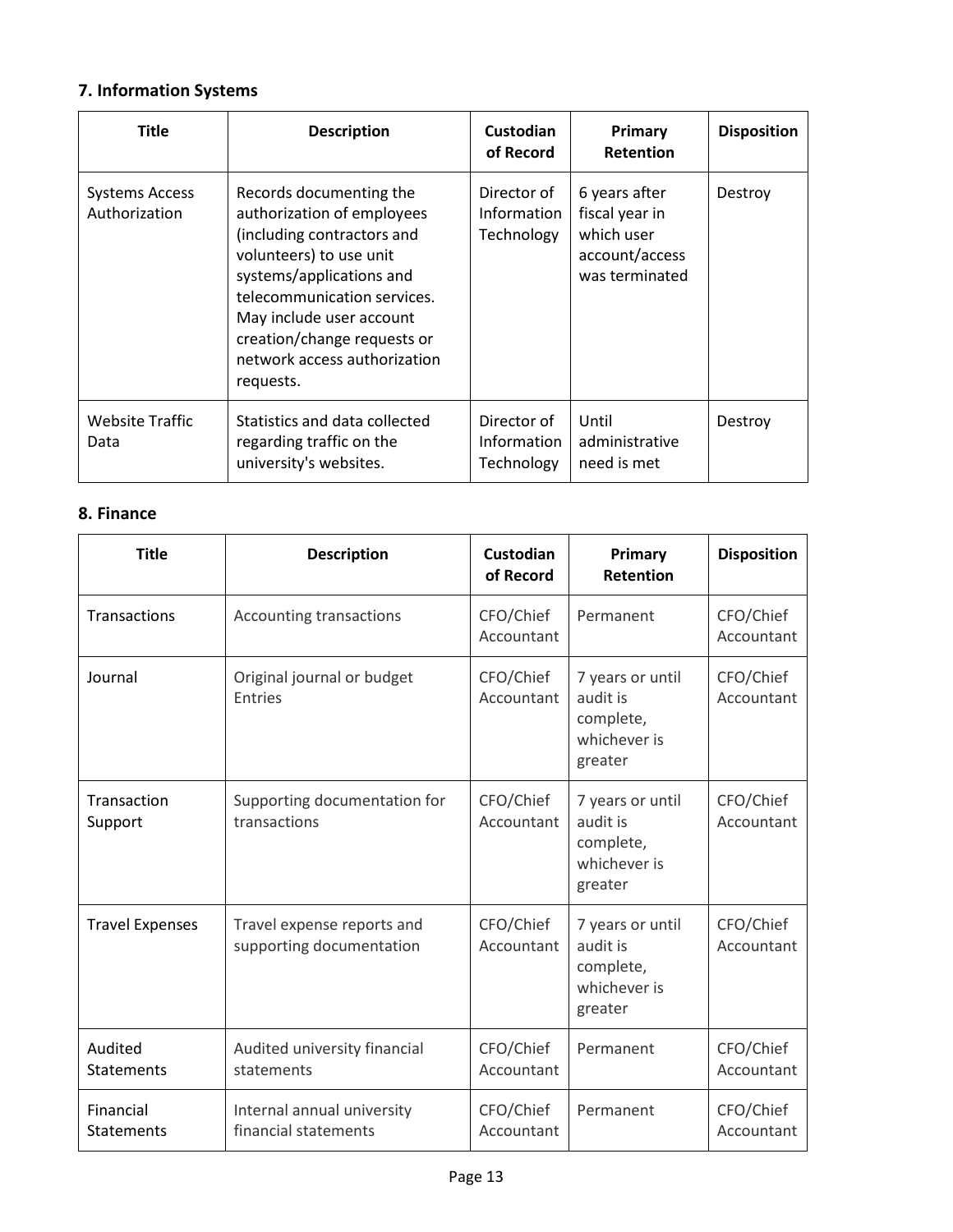### 7. Information Systems

| Title | Description | Custodian of Record | Primary Retention | Disposition |
| --- | --- | --- | --- | --- |
| Systems Access Authorization | Records documenting the authorization of employees (including contractors and volunteers) to use unit systems/applications and telecommunication services. May include user account creation/change requests or network access authorization requests. | Director of Information Technology | 6 years after fiscal year in which user account/access was terminated | Destroy |
| Website Traffic Data | Statistics and data collected regarding traffic on the university's websites. | Director of Information Technology | Until administrative need is met | Destroy |

### 8. Finance

| Title | Description | Custodian of Record | Primary Retention | Disposition |
| --- | --- | --- | --- | --- |
| Transactions | Accounting transactions | CFO/Chief Accountant | Permanent | CFO/Chief Accountant |
| Journal | Original journal or budget Entries | CFO/Chief Accountant | 7 years or until audit is complete, whichever is greater | CFO/Chief Accountant |
| Transaction Support | Supporting documentation for transactions | CFO/Chief Accountant | 7 years or until audit is complete, whichever is greater | CFO/Chief Accountant |
| Travel Expenses | Travel expense reports and supporting documentation | CFO/Chief Accountant | 7 years or until audit is complete, whichever is greater | CFO/Chief Accountant |
| Audited Statements | Audited university financial statements | CFO/Chief Accountant | Permanent | CFO/Chief Accountant |
| Financial Statements | Internal annual university financial statements | CFO/Chief Accountant | Permanent | CFO/Chief Accountant |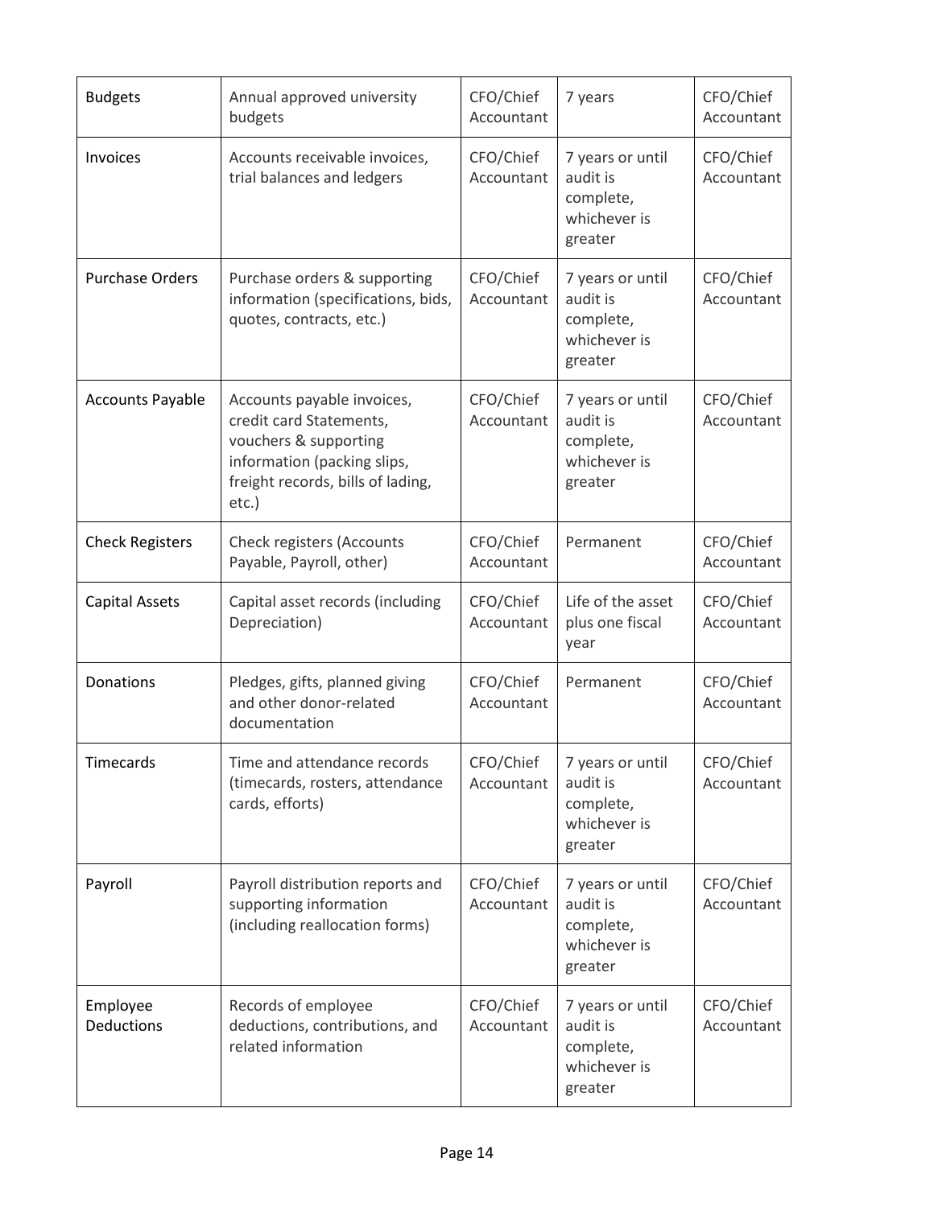| Budgets | Annual approved university budgets | CFO/Chief Accountant | 7 years | CFO/Chief Accountant |
|---|---|---|---|---|
| Invoices | Accounts receivable invoices, trial balances and ledgers | CFO/Chief Accountant | 7 years or until audit is complete, whichever is greater | CFO/Chief Accountant |
| Purchase Orders | Purchase orders & supporting information (specifications, bids, quotes, contracts, etc.) | CFO/Chief Accountant | 7 years or until audit is complete, whichever is greater | CFO/Chief Accountant |
| Accounts Payable | Accounts payable invoices, credit card Statements, vouchers & supporting information (packing slips, freight records, bills of lading, etc.) | CFO/Chief Accountant | 7 years or until audit is complete, whichever is greater | CFO/Chief Accountant |
| Check Registers | Check registers (Accounts Payable, Payroll, other) | CFO/Chief Accountant | Permanent | CFO/Chief Accountant |
| Capital Assets | Capital asset records (including Depreciation) | CFO/Chief Accountant | Life of the asset plus one fiscal year | CFO/Chief Accountant |
| Donations | Pledges, gifts, planned giving and other donor-related documentation | CFO/Chief Accountant | Permanent | CFO/Chief Accountant |
| Timecards | Time and attendance records (timecards, rosters, attendance cards, efforts) | CFO/Chief Accountant | 7 years or until audit is complete, whichever is greater | CFO/Chief Accountant |
| Payroll | Payroll distribution reports and supporting information (including reallocation forms) | CFO/Chief Accountant | 7 years or until audit is complete, whichever is greater | CFO/Chief Accountant |
| Employee Deductions | Records of employee deductions, contributions, and related information | CFO/Chief Accountant | 7 years or until audit is complete, whichever is greater | CFO/Chief Accountant |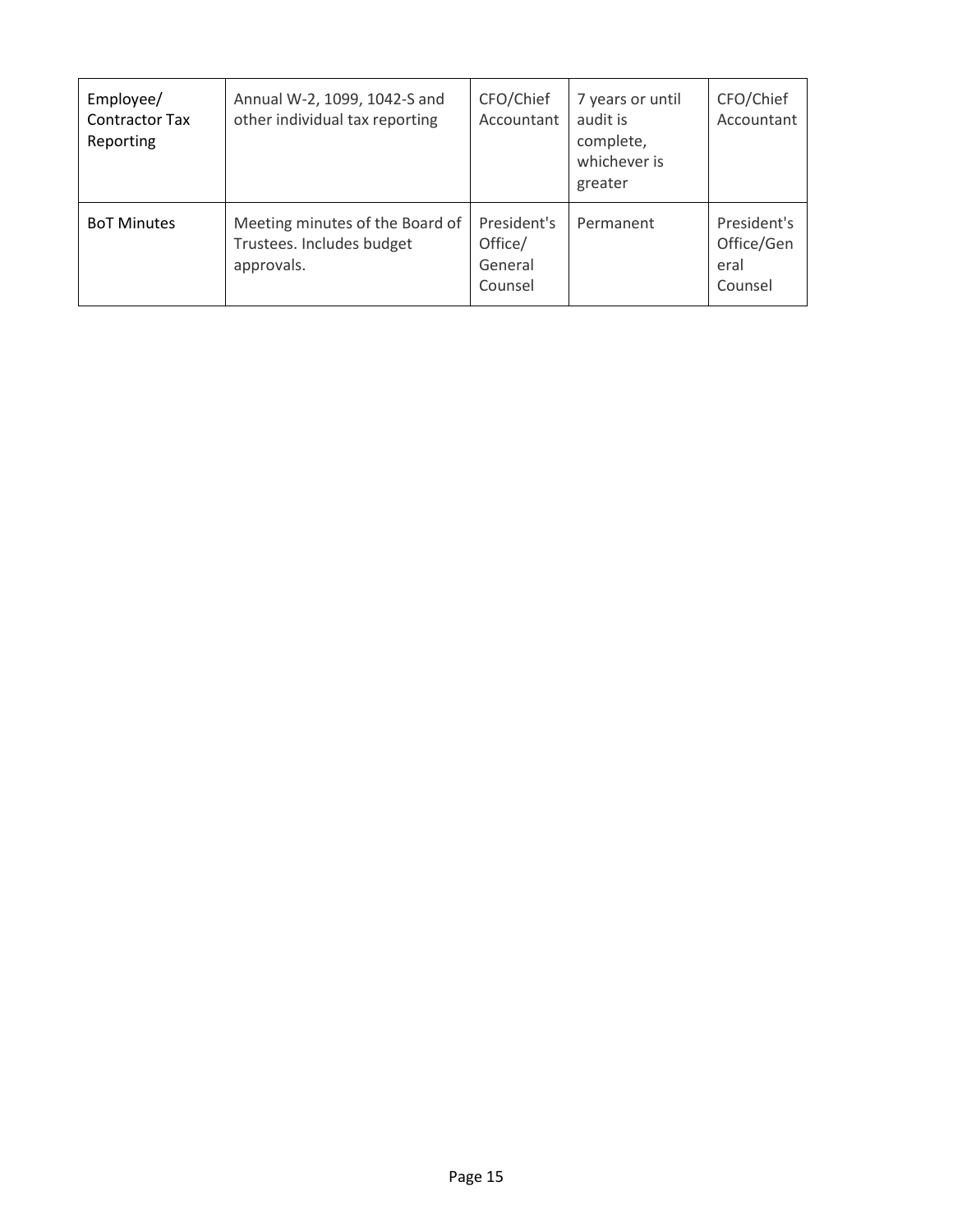| | | | | |
|---|---|---|---|---|
| Employee/ Contractor Tax Reporting | Annual W-2, 1099, 1042-S and other individual tax reporting | CFO/Chief Accountant | 7 years or until audit is complete, whichever is greater | CFO/Chief Accountant |
| BoT Minutes | Meeting minutes of the Board of Trustees. Includes budget approvals. | President's Office/ General Counsel | Permanent | President's Office/General Counsel |